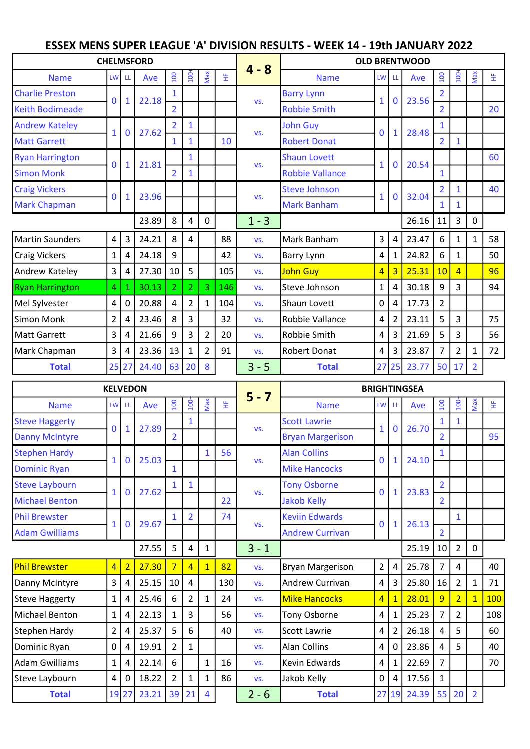# ESSEX MENS SUPER LEAGUE 'A' DIVISION RESULTS - WEEK 14 - 19th JANUARY 2022

| CHELMSFORD | | | | | | | | 4 - 8 | OLD BRENTWOOD | | | | | | | |
|---|---|---|---|---|---|---|---|---|---|---|---|---|---|---|---|---|
| Name | LW | LL | Ave | 100 | 100+ | Max | HF | | Name | LW | LL | Ave | 100 | 100+ | Max | HF |
| Charlie Preston | 0 | 1 | 22.18 | 1 | | | | vs. | Barry Lynn | 1 | 0 | 23.56 | 2 | | | |
| Keith Bodimeade | | | | 2 | | | | | Robbie Smith | | | | 2 | | | 20 |
| Andrew Kateley | 1 | 0 | 27.62 | 2 | 1 | | | vs. | John Guy | 0 | 1 | 28.48 | 1 | | | |
| Matt Garrett | | | | 1 | 1 | | 10 | | Robert Donat | | | | 2 | 1 | | |
| Ryan Harrington | 0 | 1 | 21.81 | | 1 | | | vs. | Shaun Lovett | 1 | 0 | 20.54 | | | | 60 |
| Simon Monk | | | | 2 | 1 | | | | Robbie Vallance | | | | 1 | | | |
| Craig Vickers | 0 | 1 | 23.96 | | | | | vs. | Steve Johnson | 1 | 0 | 32.04 | 2 | 1 | | 40 |
| Mark Chapman | | | | | | | | | Mark Banham | | | | 1 | 1 | | |
| | | | 23.89 | 8 | 4 | 0 | | 1 - 3 | | | | 26.16 | 11 | 3 | 0 | |
| Martin Saunders | 4 | 3 | 24.21 | 8 | 4 | | 88 | vs. | Mark Banham | 3 | 4 | 23.47 | 6 | 1 | 1 | 58 |
| Craig Vickers | 1 | 4 | 24.18 | 9 | | | 42 | vs. | Barry Lynn | 4 | 1 | 24.82 | 6 | 1 | | 50 |
| Andrew Kateley | 3 | 4 | 27.30 | 10 | 5 | | 105 | vs. | John Guy | 4 | 3 | 25.31 | 10 | 4 | | 96 |
| Ryan Harrington | 4 | 1 | 30.13 | 2 | 2 | 3 | 146 | vs. | Steve Johnson | 1 | 4 | 30.18 | 9 | 3 | | 94 |
| Mel Sylvester | 4 | 0 | 20.88 | 4 | 2 | 1 | 104 | vs. | Shaun Lovett | 0 | 4 | 17.73 | 2 | | | |
| Simon Monk | 2 | 4 | 23.46 | 8 | 3 | | 32 | vs. | Robbie Vallance | 4 | 2 | 23.11 | 5 | 3 | | 75 |
| Matt Garrett | 3 | 4 | 21.66 | 9 | 3 | 2 | 20 | vs. | Robbie Smith | 4 | 3 | 21.69 | 5 | 3 | | 56 |
| Mark Chapman | 3 | 4 | 23.36 | 13 | 1 | 2 | 91 | vs. | Robert Donat | 4 | 3 | 23.87 | 7 | 2 | 1 | 72 |
| **Total** | 25 | 27 | 24.40 | 63 | 20 | 8 | | 3 - 5 | **Total** | 27 | 25 | 23.77 | 50 | 17 | 2 | |

| KELVEDON | | | | | | | | 5 - 7 | BRIGHTINGSEA | | | | | | | |
|---|---|---|---|---|---|---|---|---|---|---|---|---|---|---|---|---|
| Name | LW | LL | Ave | 100 | 100+ | Max | HF | | Name | LW | LL | Ave | 100 | 100+ | Max | HF |
| Steve Haggerty | 0 | 1 | 27.89 | | 1 | | | vs. | Scott Lawrie | 1 | 0 | 26.70 | 1 | 1 | | |
| Danny McIntyre | | | | 2 | | | | | Bryan Margerison | | | | 2 | | | 95 |
| Stephen Hardy | 1 | 0 | 25.03 | | | 1 | 56 | vs. | Alan Collins | 0 | 1 | 24.10 | 1 | | | |
| Dominic Ryan | | | | 1 | | | | | Mike Hancocks | | | | | | | |
| Steve Laybourn | 1 | 0 | 27.62 | 1 | 1 | | | vs. | Tony Osborne | 0 | 1 | 23.83 | 2 | | | |
| Michael Benton | | | | | | | 22 | | Jakob Kelly | | | | 2 | | | |
| Phil Brewster | 1 | 0 | 29.67 | 1 | 2 | | 74 | vs. | Keviin Edwards | 0 | 1 | 26.13 | | 1 | | |
| Adam Gwilliams | | | | | | | | | Andrew Currivan | | | | 2 | | | |
| | | | 27.55 | 5 | 4 | 1 | | 3 - 1 | | | | 25.19 | 10 | 2 | 0 | |
| Phil Brewster | 4 | 2 | 27.30 | 7 | 4 | 1 | 82 | vs. | Bryan Margerison | 2 | 4 | 25.78 | 7 | 4 | | 40 |
| Danny McIntyre | 3 | 4 | 25.15 | 10 | 4 | | 130 | vs. | Andrew Currivan | 4 | 3 | 25.80 | 16 | 2 | 1 | 71 |
| Steve Haggerty | 1 | 4 | 25.46 | 6 | 2 | 1 | 24 | vs. | Mike Hancocks | 4 | 1 | 28.01 | 9 | 2 | 1 | 100 |
| Michael Benton | 1 | 4 | 22.13 | 1 | 3 | | 56 | vs. | Tony Osborne | 4 | 1 | 25.23 | 7 | 2 | | 108 |
| Stephen Hardy | 2 | 4 | 25.37 | 5 | 6 | | 40 | vs. | Scott Lawrie | 4 | 2 | 26.18 | 4 | 5 | | 60 |
| Dominic Ryan | 0 | 4 | 19.91 | 2 | 1 | | | vs. | Alan Collins | 4 | 0 | 23.86 | 4 | 5 | | 40 |
| Adam Gwilliams | 1 | 4 | 22.14 | 6 | | 1 | 16 | vs. | Kevin Edwards | 4 | 1 | 22.69 | 7 | | | 70 |
| Steve Laybourn | 4 | 0 | 18.22 | 2 | 1 | 1 | 86 | vs. | Jakob Kelly | 0 | 4 | 17.56 | 1 | | | |
| **Total** | 19 | 27 | 23.21 | 39 | 21 | 4 | | 2 - 6 | **Total** | 27 | 19 | 24.39 | 55 | 20 | 2 | |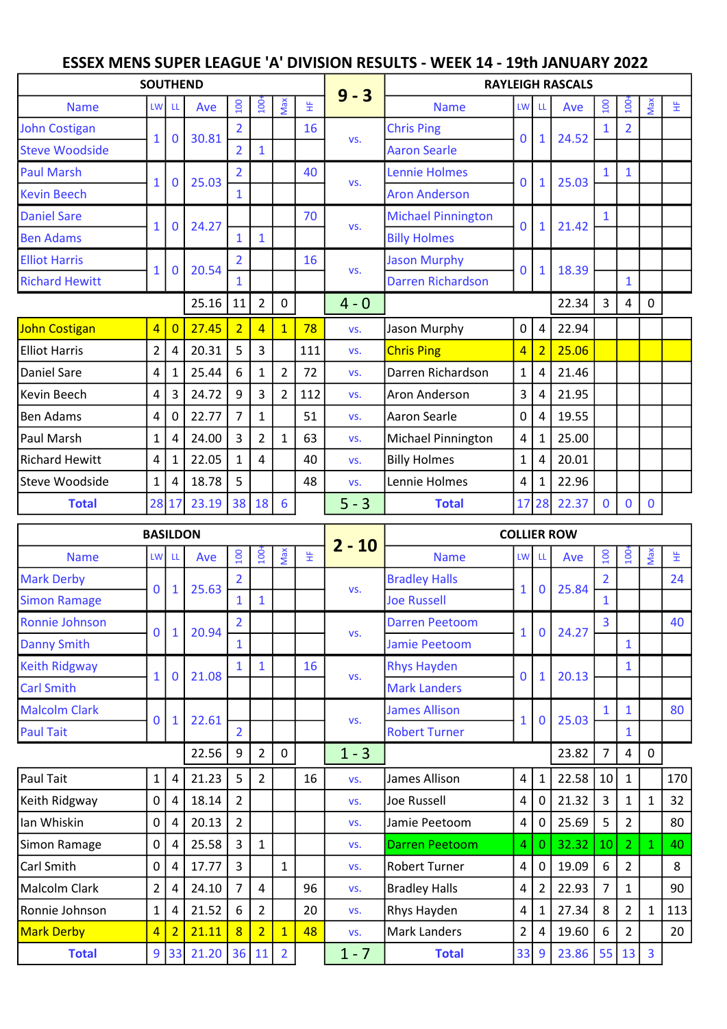# ESSEX MENS SUPER LEAGUE 'A' DIVISION RESULTS - WEEK 14 - 19th JANUARY 2022

| SOUTHEND | | | | | | | | 9 - 3 | RAYLEIGH RASCALS | | | | | | | |
|---|---|---|---|---|---|---|---|---|---|---|---|---|---|---|---|---|
| Name | LW | LL | Ave | 100 | 100+ | Max | HF | | Name | LW | LL | Ave | 100 | 100+ | Max | HF |
| John Costigan | 1 | 0 | 30.81 | 2 | | | 16 | vs. | Chris Ping | 0 | 1 | 24.52 | 1 | 2 | | |
| Steve Woodside | | | | 2 | 1 | | | | Aaron Searle | | | | | | | |
| Paul Marsh | 1 | 0 | 25.03 | 2 | | | 40 | vs. | Lennie Holmes | 0 | 1 | 25.03 | 1 | 1 | | |
| Kevin Beech | | | | 1 | | | | | Aron Anderson | | | | | | | |
| Daniel Sare | 1 | 0 | 24.27 | | | | 70 | vs. | Michael Pinnington | 0 | 1 | 21.42 | 1 | | | |
| Ben Adams | | | | 1 | 1 | | | | Billy Holmes | | | | | | | |
| Elliot Harris | 1 | 0 | 20.54 | 2 | | | 16 | vs. | Jason Murphy | 0 | 1 | 18.39 | | | | |
| Richard Hewitt | | | | 1 | | | | | Darren Richardson | | | | | 1 | | |
| | | | 25.16 | 11 | 2 | 0 | | 4 - 0 | | | | 22.34 | 3 | 4 | 0 | |
| John Costigan | 4 | 0 | 27.45 | 2 | 4 | 1 | 78 | vs. | Jason Murphy | 0 | 4 | 22.94 | | | | |
| Elliot Harris | 2 | 4 | 20.31 | 5 | 3 | | 111 | vs. | Chris Ping | 4 | 2 | 25.06 | | | | |
| Daniel Sare | 4 | 1 | 25.44 | 6 | 1 | 2 | 72 | vs. | Darren Richardson | 1 | 4 | 21.46 | | | | |
| Kevin Beech | 4 | 3 | 24.72 | 9 | 3 | 2 | 112 | vs. | Aron Anderson | 3 | 4 | 21.95 | | | | |
| Ben Adams | 4 | 0 | 22.77 | 7 | 1 | | 51 | vs. | Aaron Searle | 0 | 4 | 19.55 | | | | |
| Paul Marsh | 1 | 4 | 24.00 | 3 | 2 | 1 | 63 | vs. | Michael Pinnington | 4 | 1 | 25.00 | | | | |
| Richard Hewitt | 4 | 1 | 22.05 | 1 | 4 | | 40 | vs. | Billy Holmes | 1 | 4 | 20.01 | | | | |
| Steve Woodside | 1 | 4 | 18.78 | 5 | | | 48 | vs. | Lennie Holmes | 4 | 1 | 22.96 | | | | |
| Total | 28 | 17 | 23.19 | 38 | 18 | 6 | | 5 - 3 | Total | 17 | 28 | 22.37 | 0 | 0 | 0 | |

| BASILDON | | | | | | | | 2 - 10 | COLLIER ROW | | | | | | | |
|---|---|---|---|---|---|---|---|---|---|---|---|---|---|---|---|---|
| Name | LW | LL | Ave | 100 | 100+ | Max | HF | | Name | LW | LL | Ave | 100 | 100+ | Max | HF |
| Mark Derby | 0 | 1 | 25.63 | 2 | | | | vs. | Bradley Halls | 1 | 0 | 25.84 | 2 | | | 24 |
| Simon Ramage | | | | 1 | 1 | | | | Joe Russell | | | | 1 | | | |
| Ronnie Johnson | 0 | 1 | 20.94 | 2 | | | | vs. | Darren Peetoom | 1 | 0 | 24.27 | 3 | | | 40 |
| Danny Smith | | | | 1 | | | | | Jamie Peetoom | | | | | 1 | | |
| Keith Ridgway | 1 | 0 | 21.08 | 1 | 1 | | 16 | vs. | Rhys Hayden | 0 | 1 | 20.13 | | 1 | | |
| Carl Smith | | | | | | | | | Mark Landers | | | | | | | |
| Malcolm Clark | 0 | 1 | 22.61 | | | | | vs. | James Allison | 1 | 0 | 25.03 | 1 | 1 | | 80 |
| Paul Tait | | | | 2 | | | | | Robert Turner | | | | | 1 | | |
| | | | 22.56 | 9 | 2 | 0 | | 1 - 3 | | | | 23.82 | 7 | 4 | 0 | |
| Paul Tait | 1 | 4 | 21.23 | 5 | 2 | | 16 | vs. | James Allison | 4 | 1 | 22.58 | 10 | 1 | | 170 |
| Keith Ridgway | 0 | 4 | 18.14 | 2 | | | | vs. | Joe Russell | 4 | 0 | 21.32 | 3 | 1 | 1 | 32 |
| Ian Whiskin | 0 | 4 | 20.13 | 2 | | | | vs. | Jamie Peetoom | 4 | 0 | 25.69 | 5 | 2 | | 80 |
| Simon Ramage | 0 | 4 | 25.58 | 3 | 1 | | | vs. | Darren Peetoom | 4 | 0 | 32.32 | 10 | 2 | 1 | 40 |
| Carl Smith | 0 | 4 | 17.77 | 3 | | 1 | | vs. | Robert Turner | 4 | 0 | 19.09 | 6 | 2 | | 8 |
| Malcolm Clark | 2 | 4 | 24.10 | 7 | 4 | | 96 | vs. | Bradley Halls | 4 | 2 | 22.93 | 7 | 1 | | 90 |
| Ronnie Johnson | 1 | 4 | 21.52 | 6 | 2 | | 20 | vs. | Rhys Hayden | 4 | 1 | 27.34 | 8 | 2 | 1 | 113 |
| Mark Derby | 4 | 2 | 21.11 | 8 | 2 | 1 | 48 | vs. | Mark Landers | 2 | 4 | 19.60 | 6 | 2 | | 20 |
| Total | 9 | 33 | 21.20 | 36 | 11 | 2 | | 1 - 7 | Total | 33 | 9 | 23.86 | 55 | 13 | 3 | |